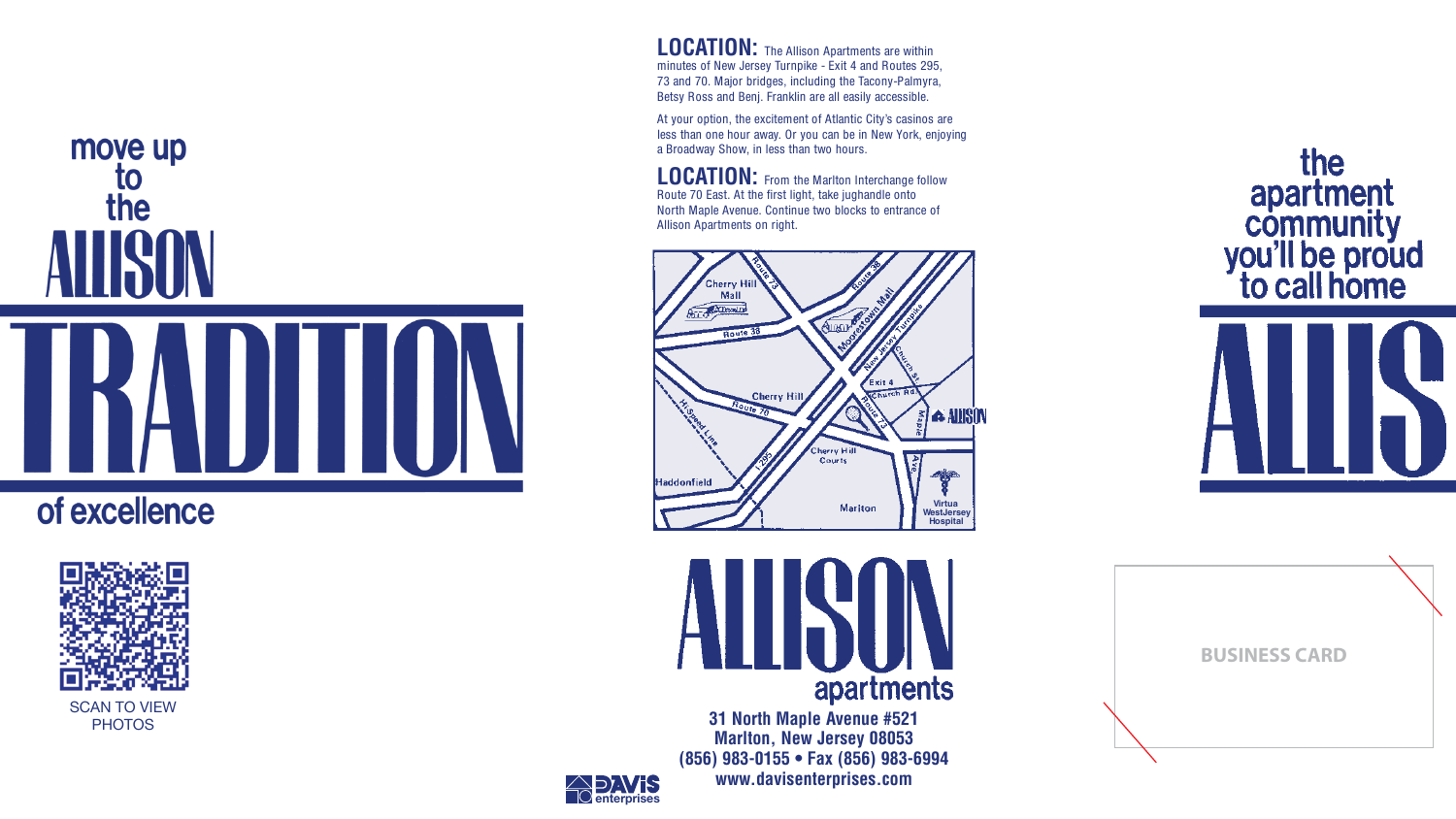move up to the ALLISON

# TRADITION

of excellence

SCAN TO VIEW PHOTOS

**LOCATION:** The Allison Apartments are within minutes of New Jersey Turnpike - Exit 4 and Routes 295, 73 and 70. Major bridges, including the Tacony-Palmyra, Betsy Ross and Benj. Franklin are all easily accessible.

At your option, the excitement of Atlantic City's casinos are less than one hour away. Or you can be in New York, enjoying a Broadway Show, in less than two hours.

**LOCATION:** From the Marlton Interchange follow Route 70 East. At the first light, take jughandle onto North Maple Avenue. Continue two blocks to entrance of Allison Apartments on right.

Route 73 · Route 38 · Cherry Hill Mall · Moorestown Mall · New Jersey Turnpike · Church St · Exit 4 · Church Rd · Route 73 · Maple Ave. · ALLISON · Cherry Hill · Route 70 · Hi-Speed Line · I-295 · Cherry Hill Courts · Haddonfield · Marlton · Virtua WestJersey Hospital

# ALLISON

apartments

**31 North Maple Avenue #521**
**Marlton, New Jersey 08053**
**(856) 983-0155 • Fax (856) 983-6994**
**www.davisenterprises.com**

DAVIS enterprises

the apartment community you'll be proud to call home

ALLIS

BUSINESS CARD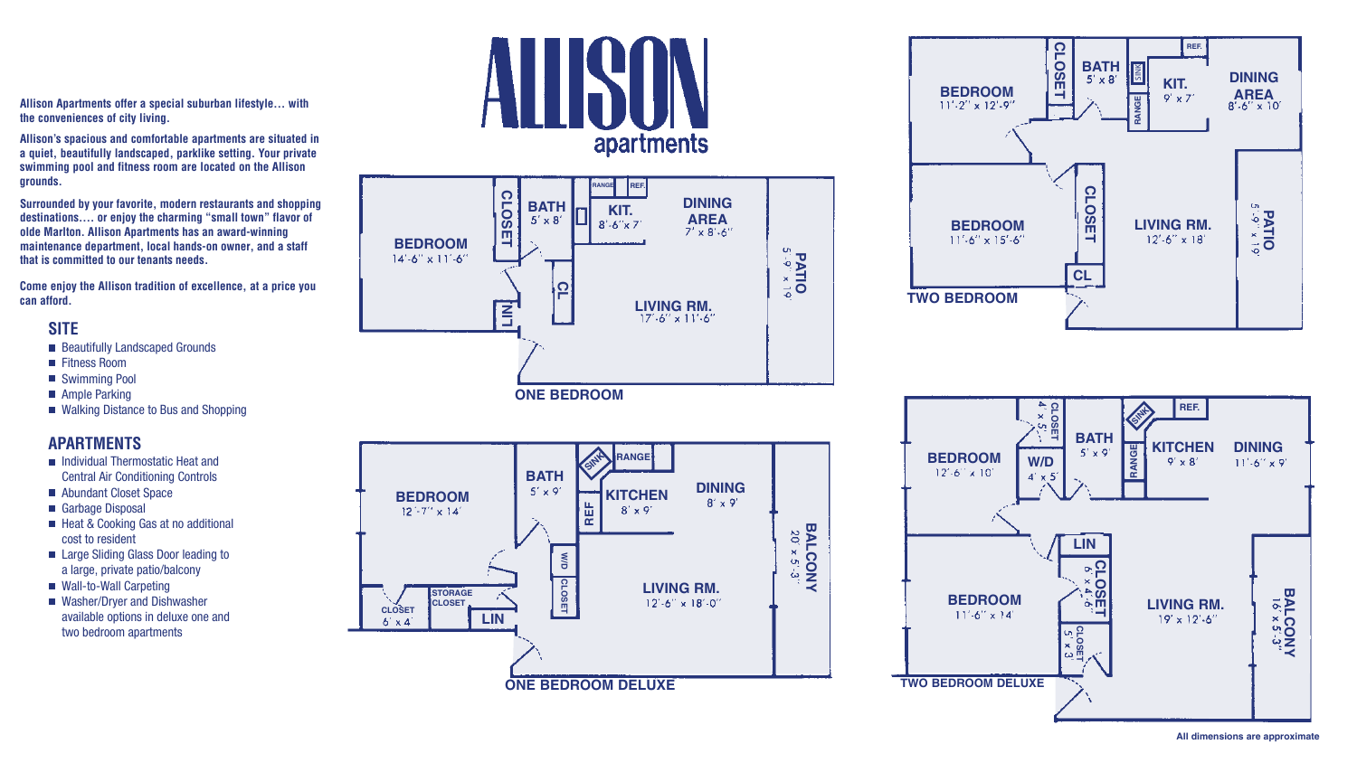# ALLISON apartments

Allison Apartments offer a special suburban lifestyle… with the conveniences of city living.

Allison's spacious and comfortable apartments are situated in a quiet, beautifully landscaped, parklike setting. Your private swimming pool and fitness room are located on the Allison grounds.

Surrounded by your favorite, modern restaurants and shopping destinations…. or enjoy the charming "small town" flavor of olde Marlton. Allison Apartments has an award-winning maintenance department, local hands-on owner, and a staff that is committed to our tenants needs.

Come enjoy the Allison tradition of excellence, at a price you can afford.

## SITE

- Beautifully Landscaped Grounds
- Fitness Room
- Swimming Pool
- Ample Parking
- Walking Distance to Bus and Shopping

## APARTMENTS

- Individual Thermostatic Heat and Central Air Conditioning Controls
- Abundant Closet Space
- Garbage Disposal
- Heat & Cooking Gas at no additional cost to resident
- Large Sliding Glass Door leading to a large, private patio/balcony
- Wall-to-Wall Carpeting
- Washer/Dryer and Dishwasher available options in deluxe one and two bedroom apartments

### ONE BEDROOM

BEDROOM 14'-6" x 11'-6"
CLOSET
LIN
BATH 5' x 8'
CL
RANGE
REF.
KIT. 8'-6" x 7'
DINING AREA 7' x 8'-6"
LIVING RM. 17'-6" x 11'-6"
PATIO 5'-9" x 19'

### ONE BEDROOM DELUXE

BEDROOM 12'-7" x 14'
CLOSET 6' x 4'
STORAGE CLOSET
LIN
BATH 5' x 9'
W/D
CLOSET
SINK
RANGE
REF
KITCHEN 8' x 9'
DINING 8' x 9'
LIVING RM. 12'-6" x 18'-0"
BALCONY 20 x 5'-3"

### TWO BEDROOM

BEDROOM 11'-2" x 12'-9"
CLOSET
BATH 5' x 8'
SINK
RANGE
REF.
KIT. 9' x 7'
DINING AREA 8'-6" x 10'
BEDROOM 11'-6" x 15'-6"
CLOSET
CL
LIVING RM. 12'-6" x 18'
PATIO 5'-9" x 19'

### TWO BEDROOM DELUXE

BEDROOM 12'-6" x 10'
CLOSET 4' x 5'
W/D 4' x 5'
BATH 5' x 9'
SINK
RANGE
REF.
KITCHEN 9' x 8'
DINING 11'-6" x 9'
BEDROOM 11'-6" x 14'
LIN
CLOSET 6' x 4'-6"
CLOSET 5' x 3'
LIVING RM. 19' x 12'-6"
BALCONY 16' x 5'-3"

All dimensions are approximate